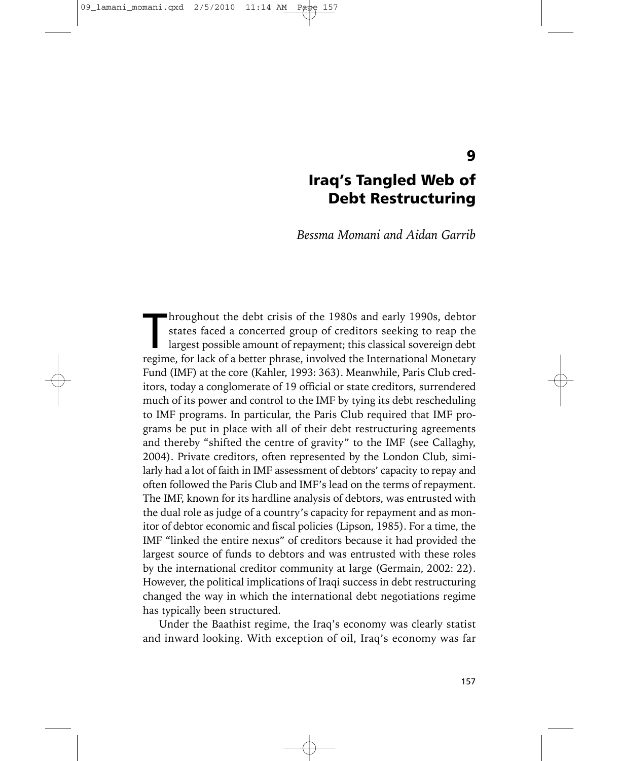# 9

# Iraq's Tangled Web of Debt Restructuring

*Bessma Momani and Aidan Garrib*

Throughout the debt crisis of the 1980s and early 1990s, debtor states faced a concerted group of creditors seeking to reap the largest possible amount of repayment; this classical sovereign debt regime, for lack of a better phrase, involved the International Monetary Fund (IMF) at the core (Kahler, 1993: 363). Meanwhile, Paris Club creditors, today a conglomerate of 19 official or state creditors, surrendered much of its power and control to the IMF by tying its debt rescheduling to IMF programs. In particular, the Paris Club required that IMF programs be put in place with all of their debt restructuring agreements and thereby "shifted the centre of gravity" to the IMF (see Callaghy, 2004). Private creditors, often represented by the London Club, similarly had a lot of faith in IMF assessment of debtors' capacity to repay and often followed the Paris Club and IMF's lead on the terms of repayment. The IMF, known for its hardline analysis of debtors, was entrusted with the dual role as judge of a country's capacity for repayment and as monitor of debtor economic and fiscal policies (Lipson, 1985). For a time, the IMF "linked the entire nexus" of creditors because it had provided the largest source of funds to debtors and was entrusted with these roles by the international creditor community at large (Germain, 2002: 22). However, the political implications of Iraqi success in debt restructuring changed the way in which the international debt negotiations regime has typically been structured.

Under the Baathist regime, the Iraq's economy was clearly statist and inward looking. With exception of oil, Iraq's economy was far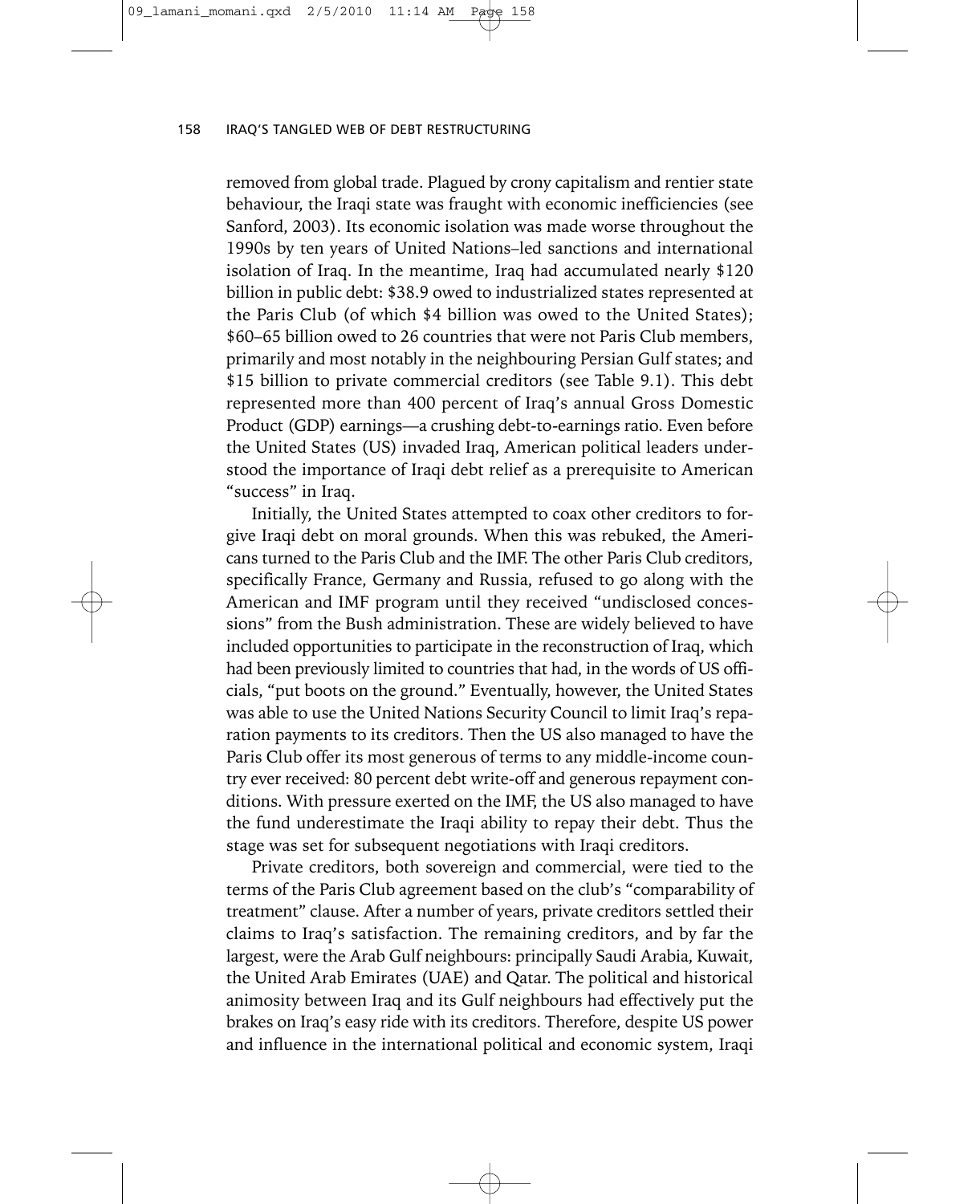removed from global trade. Plagued by crony capitalism and rentier state behaviour, the Iraqi state was fraught with economic inefficiencies (see Sanford, 2003). Its economic isolation was made worse throughout the 1990s by ten years of United Nations–led sanctions and international isolation of Iraq. In the meantime, Iraq had accumulated nearly $120 billion in public debt: $38.9 owed to industrialized states represented at the Paris Club (of which $4 billion was owed to the United States); $60–65 billion owed to 26 countries that were not Paris Club members, primarily and most notably in the neighbouring Persian Gulf states; and $15 billion to private commercial creditors (see Table 9.1). This debt represented more than 400 percent of Iraq's annual Gross Domestic Product (GDP) earnings—a crushing debt-to-earnings ratio. Even before the United States (US) invaded Iraq, American political leaders understood the importance of Iraqi debt relief as a prerequisite to American "success" in Iraq.

Initially, the United States attempted to coax other creditors to forgive Iraqi debt on moral grounds. When this was rebuked, the Americans turned to the Paris Club and the IMF. The other Paris Club creditors, specifically France, Germany and Russia, refused to go along with the American and IMF program until they received "undisclosed concessions" from the Bush administration. These are widely believed to have included opportunities to participate in the reconstruction of Iraq, which had been previously limited to countries that had, in the words of US officials, "put boots on the ground." Eventually, however, the United States was able to use the United Nations Security Council to limit Iraq's reparation payments to its creditors. Then the US also managed to have the Paris Club offer its most generous of terms to any middle-income country ever received: 80 percent debt write-off and generous repayment conditions. With pressure exerted on the IMF, the US also managed to have the fund underestimate the Iraqi ability to repay their debt. Thus the stage was set for subsequent negotiations with Iraqi creditors.

Private creditors, both sovereign and commercial, were tied to the terms of the Paris Club agreement based on the club's "comparability of treatment" clause. After a number of years, private creditors settled their claims to Iraq's satisfaction. The remaining creditors, and by far the largest, were the Arab Gulf neighbours: principally Saudi Arabia, Kuwait, the United Arab Emirates (UAE) and Qatar. The political and historical animosity between Iraq and its Gulf neighbours had effectively put the brakes on Iraq's easy ride with its creditors. Therefore, despite US power and influence in the international political and economic system, Iraqi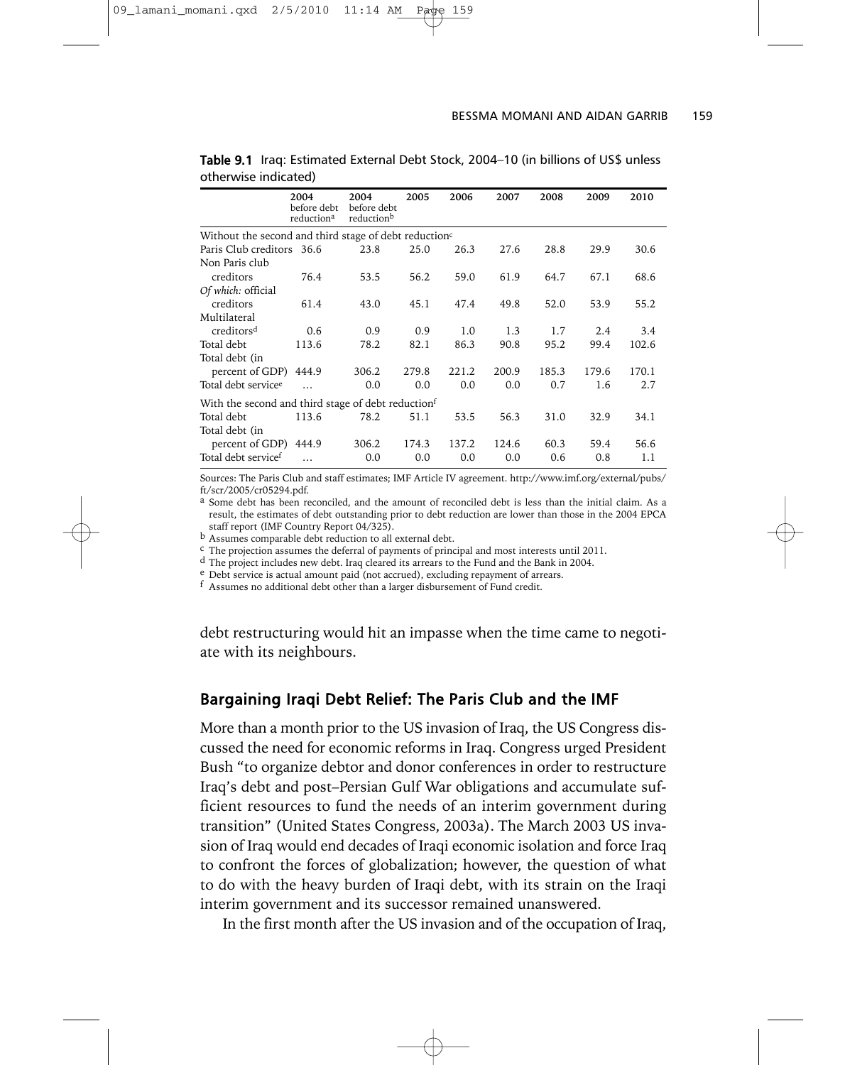**Table 9.1** Iraq: Estimated External Debt Stock, 2004–10 (in billions of US$ unless otherwise indicated)

| | 2004 before debt reduction[a] | 2004 before debt reduction[b] | 2005 | 2006 | 2007 | 2008 | 2009 | 2010 |
|---|---|---|---|---|---|---|---|---|
| Without the second and third stage of debt reduction[c] | | | | | | | | |
| Paris Club creditors | 36.6 | 23.8 | 25.0 | 26.3 | 27.6 | 28.8 | 29.9 | 30.6 |
| Non Paris club creditors | 76.4 | 53.5 | 56.2 | 59.0 | 61.9 | 64.7 | 67.1 | 68.6 |
| *Of which:* official creditors | 61.4 | 43.0 | 45.1 | 47.4 | 49.8 | 52.0 | 53.9 | 55.2 |
| Multilateral creditors[d] | 0.6 | 0.9 | 0.9 | 1.0 | 1.3 | 1.7 | 2.4 | 3.4 |
| Total debt | 113.6 | 78.2 | 82.1 | 86.3 | 90.8 | 95.2 | 99.4 | 102.6 |
| Total debt (in percent of GDP) | 444.9 | 306.2 | 279.8 | 221.2 | 200.9 | 185.3 | 179.6 | 170.1 |
| Total debt service[e] | … | 0.0 | 0.0 | 0.0 | 0.0 | 0.7 | 1.6 | 2.7 |
| With the second and third stage of debt reduction[f] | | | | | | | | |
| Total debt | 113.6 | 78.2 | 51.1 | 53.5 | 56.3 | 31.0 | 32.9 | 34.1 |
| Total debt (in percent of GDP) | 444.9 | 306.2 | 174.3 | 137.2 | 124.6 | 60.3 | 59.4 | 56.6 |
| Total debt service[f] | … | 0.0 | 0.0 | 0.0 | 0.0 | 0.6 | 0.8 | 1.1 |

Sources: The Paris Club and staff estimates; IMF Article IV agreement. http://www.imf.org/external/pubs/ft/scr/2005/cr05294.pdf.

[a] Some debt has been reconciled, and the amount of reconciled debt is less than the initial claim. As a result, the estimates of debt outstanding prior to debt reduction are lower than those in the 2004 EPCA staff report (IMF Country Report 04/325).

[b] Assumes comparable debt reduction to all external debt.

[c] The projection assumes the deferral of payments of principal and most interests until 2011.

[d] The project includes new debt. Iraq cleared its arrears to the Fund and the Bank in 2004.

[e] Debt service is actual amount paid (not accrued), excluding repayment of arrears.

[f] Assumes no additional debt other than a larger disbursement of Fund credit.

debt restructuring would hit an impasse when the time came to negotiate with its neighbours.

## Bargaining Iraqi Debt Relief: The Paris Club and the IMF

More than a month prior to the US invasion of Iraq, the US Congress discussed the need for economic reforms in Iraq. Congress urged President Bush "to organize debtor and donor conferences in order to restructure Iraq's debt and post–Persian Gulf War obligations and accumulate sufficient resources to fund the needs of an interim government during transition" (United States Congress, 2003a). The March 2003 US invasion of Iraq would end decades of Iraqi economic isolation and force Iraq to confront the forces of globalization; however, the question of what to do with the heavy burden of Iraqi debt, with its strain on the Iraqi interim government and its successor remained unanswered.

In the first month after the US invasion and of the occupation of Iraq,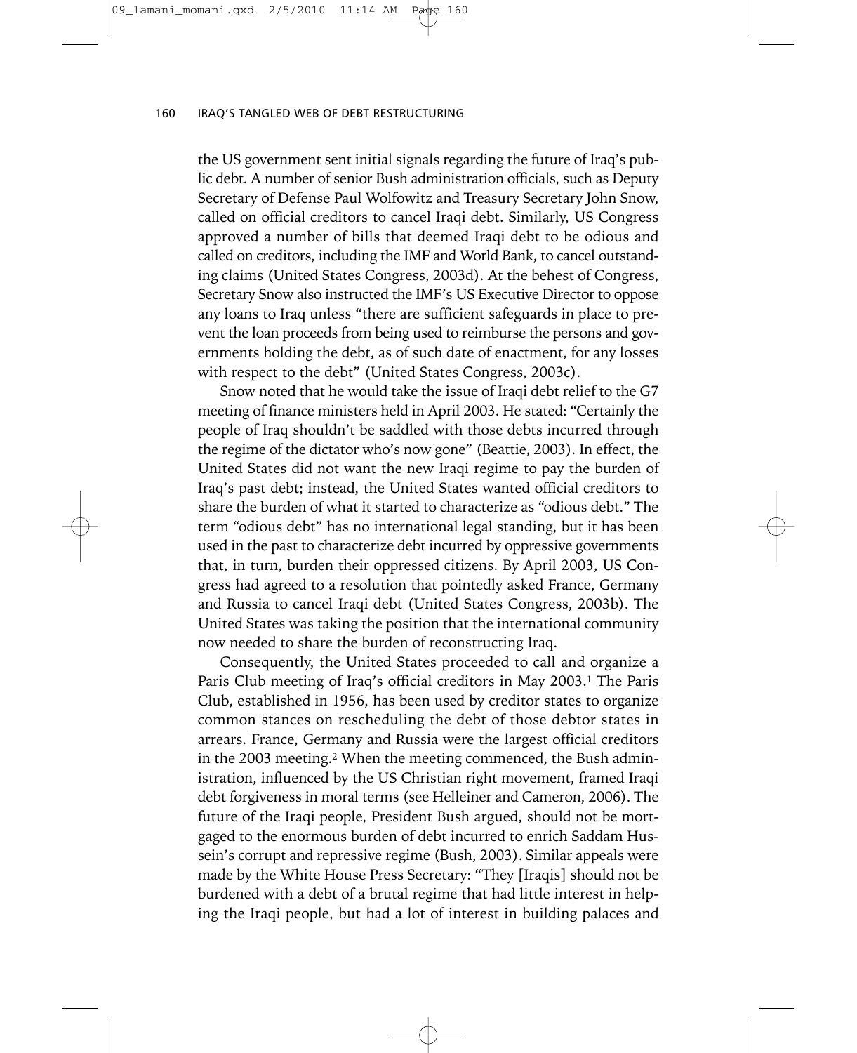the US government sent initial signals regarding the future of Iraq's public debt. A number of senior Bush administration officials, such as Deputy Secretary of Defense Paul Wolfowitz and Treasury Secretary John Snow, called on official creditors to cancel Iraqi debt. Similarly, US Congress approved a number of bills that deemed Iraqi debt to be odious and called on creditors, including the IMF and World Bank, to cancel outstanding claims (United States Congress, 2003d). At the behest of Congress, Secretary Snow also instructed the IMF's US Executive Director to oppose any loans to Iraq unless "there are sufficient safeguards in place to prevent the loan proceeds from being used to reimburse the persons and governments holding the debt, as of such date of enactment, for any losses with respect to the debt" (United States Congress, 2003c).

Snow noted that he would take the issue of Iraqi debt relief to the G7 meeting of finance ministers held in April 2003. He stated: "Certainly the people of Iraq shouldn't be saddled with those debts incurred through the regime of the dictator who's now gone" (Beattie, 2003). In effect, the United States did not want the new Iraqi regime to pay the burden of Iraq's past debt; instead, the United States wanted official creditors to share the burden of what it started to characterize as "odious debt." The term "odious debt" has no international legal standing, but it has been used in the past to characterize debt incurred by oppressive governments that, in turn, burden their oppressed citizens. By April 2003, US Congress had agreed to a resolution that pointedly asked France, Germany and Russia to cancel Iraqi debt (United States Congress, 2003b). The United States was taking the position that the international community now needed to share the burden of reconstructing Iraq.

Consequently, the United States proceeded to call and organize a Paris Club meeting of Iraq's official creditors in May 2003.[1] The Paris Club, established in 1956, has been used by creditor states to organize common stances on rescheduling the debt of those debtor states in arrears. France, Germany and Russia were the largest official creditors in the 2003 meeting.[2] When the meeting commenced, the Bush administration, influenced by the US Christian right movement, framed Iraqi debt forgiveness in moral terms (see Helleiner and Cameron, 2006). The future of the Iraqi people, President Bush argued, should not be mortgaged to the enormous burden of debt incurred to enrich Saddam Hussein's corrupt and repressive regime (Bush, 2003). Similar appeals were made by the White House Press Secretary: "They [Iraqis] should not be burdened with a debt of a brutal regime that had little interest in helping the Iraqi people, but had a lot of interest in building palaces and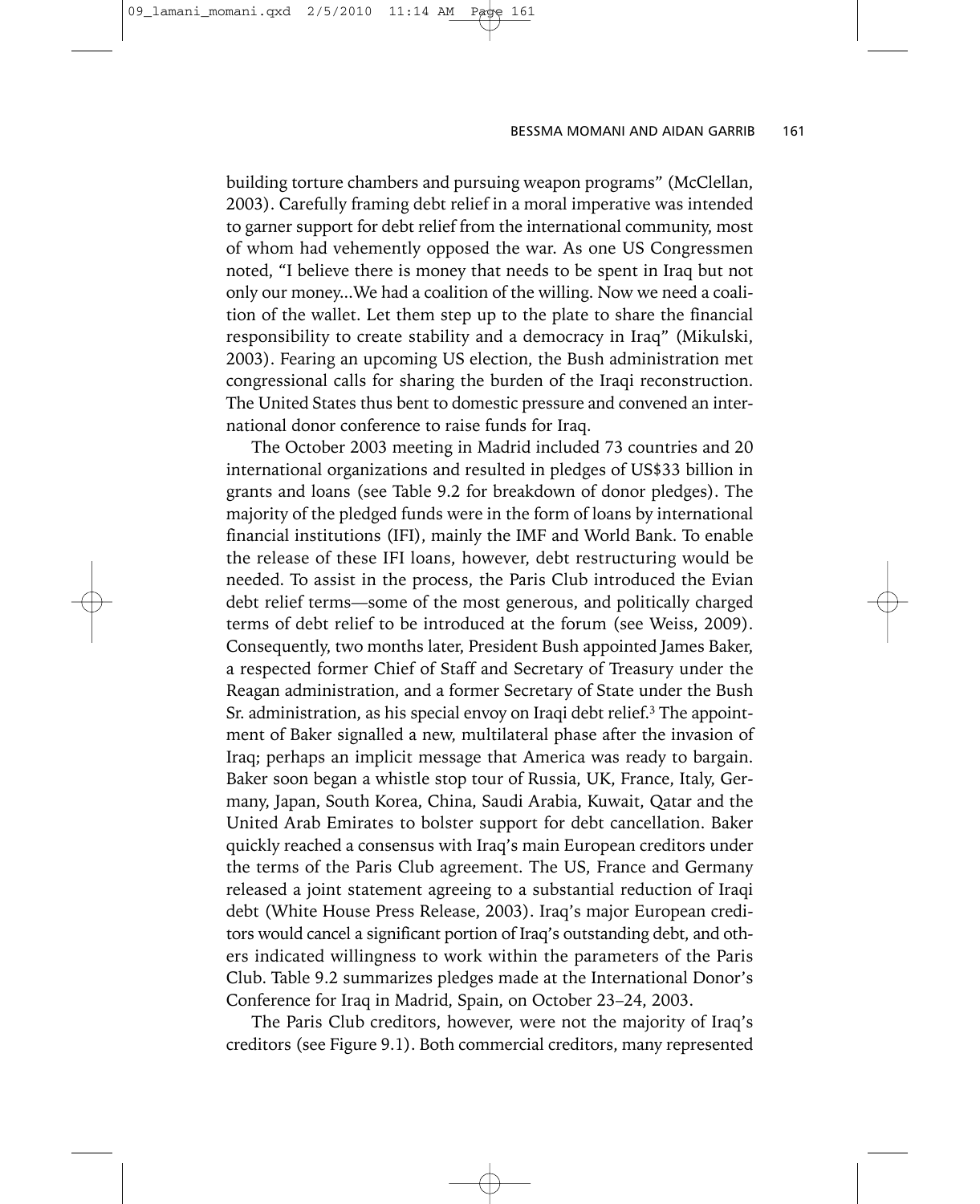building torture chambers and pursuing weapon programs" (McClellan, 2003). Carefully framing debt relief in a moral imperative was intended to garner support for debt relief from the international community, most of whom had vehemently opposed the war. As one US Congressmen noted, "I believe there is money that needs to be spent in Iraq but not only our money...We had a coalition of the willing. Now we need a coalition of the wallet. Let them step up to the plate to share the financial responsibility to create stability and a democracy in Iraq" (Mikulski, 2003). Fearing an upcoming US election, the Bush administration met congressional calls for sharing the burden of the Iraqi reconstruction. The United States thus bent to domestic pressure and convened an international donor conference to raise funds for Iraq.

The October 2003 meeting in Madrid included 73 countries and 20 international organizations and resulted in pledges of US$33 billion in grants and loans (see Table 9.2 for breakdown of donor pledges). The majority of the pledged funds were in the form of loans by international financial institutions (IFI), mainly the IMF and World Bank. To enable the release of these IFI loans, however, debt restructuring would be needed. To assist in the process, the Paris Club introduced the Evian debt relief terms—some of the most generous, and politically charged terms of debt relief to be introduced at the forum (see Weiss, 2009). Consequently, two months later, President Bush appointed James Baker, a respected former Chief of Staff and Secretary of Treasury under the Reagan administration, and a former Secretary of State under the Bush Sr. administration, as his special envoy on Iraqi debt relief.[3] The appointment of Baker signalled a new, multilateral phase after the invasion of Iraq; perhaps an implicit message that America was ready to bargain. Baker soon began a whistle stop tour of Russia, UK, France, Italy, Germany, Japan, South Korea, China, Saudi Arabia, Kuwait, Qatar and the United Arab Emirates to bolster support for debt cancellation. Baker quickly reached a consensus with Iraq's main European creditors under the terms of the Paris Club agreement. The US, France and Germany released a joint statement agreeing to a substantial reduction of Iraqi debt (White House Press Release, 2003). Iraq's major European creditors would cancel a significant portion of Iraq's outstanding debt, and others indicated willingness to work within the parameters of the Paris Club. Table 9.2 summarizes pledges made at the International Donor's Conference for Iraq in Madrid, Spain, on October 23–24, 2003.

The Paris Club creditors, however, were not the majority of Iraq's creditors (see Figure 9.1). Both commercial creditors, many represented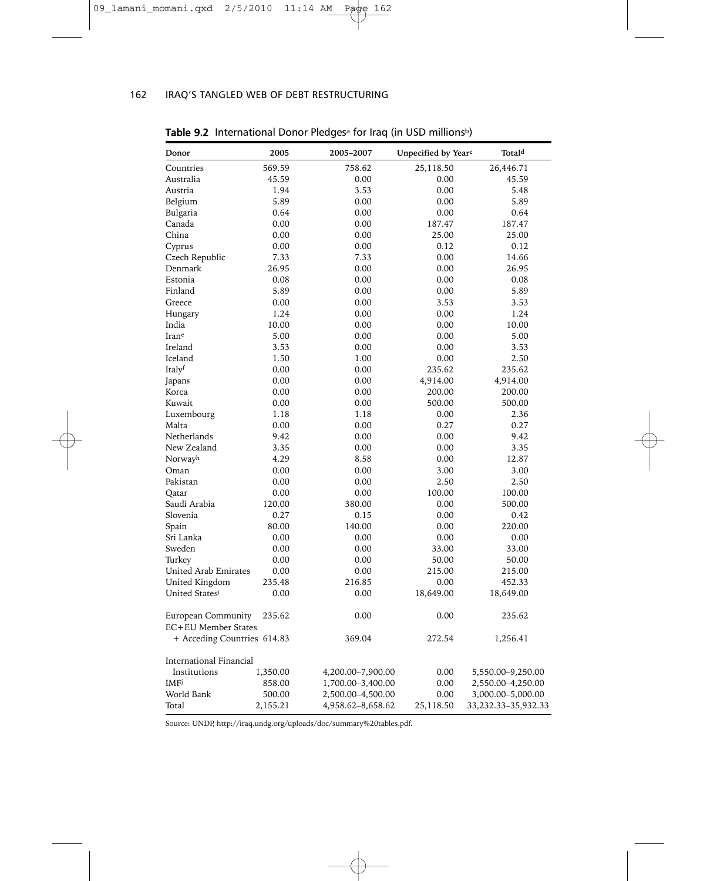**Table 9.2** International Donor Pledges[a] for Iraq (in USD millions[b])

| Donor | 2005 | 2005–2007 | Unpecified by Year[c] | Total[d] |
|---|---|---|---|---|
| Countries | 569.59 | 758.62 | 25,118.50 | 26,446.71 |
| Australia | 45.59 | 0.00 | 0.00 | 45.59 |
| Austria | 1.94 | 3.53 | 0.00 | 5.48 |
| Belgium | 5.89 | 0.00 | 0.00 | 5.89 |
| Bulgaria | 0.64 | 0.00 | 0.00 | 0.64 |
| Canada | 0.00 | 0.00 | 187.47 | 187.47 |
| China | 0.00 | 0.00 | 25.00 | 25.00 |
| Cyprus | 0.00 | 0.00 | 0.12 | 0.12 |
| Czech Republic | 7.33 | 7.33 | 0.00 | 14.66 |
| Denmark | 26.95 | 0.00 | 0.00 | 26.95 |
| Estonia | 0.08 | 0.00 | 0.00 | 0.08 |
| Finland | 5.89 | 0.00 | 0.00 | 5.89 |
| Greece | 0.00 | 0.00 | 3.53 | 3.53 |
| Hungary | 1.24 | 0.00 | 0.00 | 1.24 |
| India | 10.00 | 0.00 | 0.00 | 10.00 |
| Iran[e] | 5.00 | 0.00 | 0.00 | 5.00 |
| Ireland | 3.53 | 0.00 | 0.00 | 3.53 |
| Iceland | 1.50 | 1.00 | 0.00 | 2.50 |
| Italy[f] | 0.00 | 0.00 | 235.62 | 235.62 |
| Japan[g] | 0.00 | 0.00 | 4,914.00 | 4,914.00 |
| Korea | 0.00 | 0.00 | 200.00 | 200.00 |
| Kuwait | 0.00 | 0.00 | 500.00 | 500.00 |
| Luxembourg | 1.18 | 1.18 | 0.00 | 2.36 |
| Malta | 0.00 | 0.00 | 0.27 | 0.27 |
| Netherlands | 9.42 | 0.00 | 0.00 | 9.42 |
| New Zealand | 3.35 | 0.00 | 0.00 | 3.35 |
| Norway[h] | 4.29 | 8.58 | 0.00 | 12.87 |
| Oman | 0.00 | 0.00 | 3.00 | 3.00 |
| Pakistan | 0.00 | 0.00 | 2.50 | 2.50 |
| Qatar | 0.00 | 0.00 | 100.00 | 100.00 |
| Saudi Arabia | 120.00 | 380.00 | 0.00 | 500.00 |
| Slovenia | 0.27 | 0.15 | 0.00 | 0.42 |
| Spain | 80.00 | 140.00 | 0.00 | 220.00 |
| Sri Lanka | 0.00 | 0.00 | 0.00 | 0.00 |
| Sweden | 0.00 | 0.00 | 33.00 | 33.00 |
| Turkey | 0.00 | 0.00 | 50.00 | 50.00 |
| United Arab Emirates | 0.00 | 0.00 | 215.00 | 215.00 |
| United Kingdom | 235.48 | 216.85 | 0.00 | 452.33 |
| United States[i] | 0.00 | 0.00 | 18,649.00 | 18,649.00 |
| European Community | 235.62 | 0.00 | 0.00 | 235.62 |
| EC+EU Member States + Acceding Countries | 614.83 | 369.04 | 272.54 | 1,256.41 |
| International Financial Institutions | 1,350.00 | 4,200.00–7,900.00 | 0.00 | 5,550.00–9,250.00 |
| IMF[j] | 858.00 | 1,700.00–3,400.00 | 0.00 | 2,550.00–4,250.00 |
| World Bank | 500.00 | 2,500.00–4,500.00 | 0.00 | 3,000.00–5,000.00 |
| Total | 2,155.21 | 4,958.62–8,658.62 | 25,118.50 | 33,232.33–35,932.33 |

Source: UNDP, http://iraq.undg.org/uploads/doc/summary%20tables.pdf.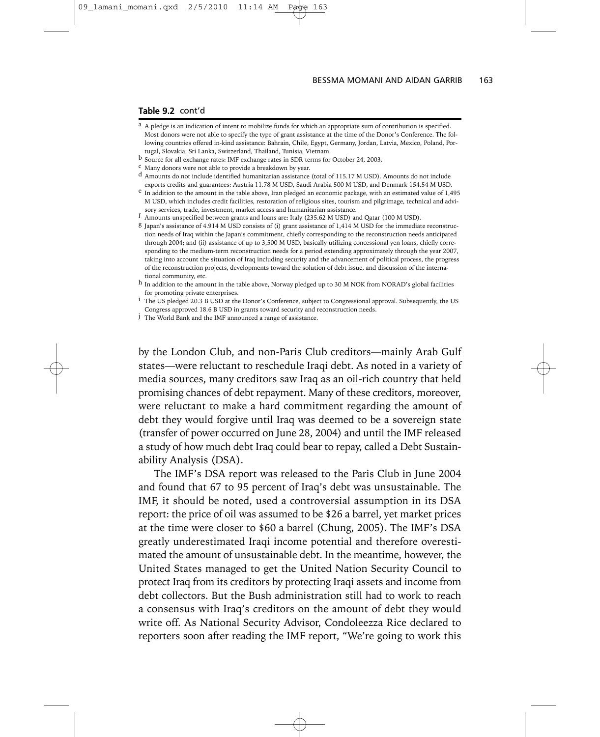**Table 9.2** cont'd

[a] A pledge is an indication of intent to mobilize funds for which an appropriate sum of contribution is specified. Most donors were not able to specify the type of grant assistance at the time of the Donor's Conference. The following countries offered in-kind assistance: Bahrain, Chile, Egypt, Germany, Jordan, Latvia, Mexico, Poland, Portugal, Slovakia, Sri Lanka, Switzerland, Thailand, Tunisia, Vietnam.

[b] Source for all exchange rates: IMF exchange rates in SDR terms for October 24, 2003.

[c] Many donors were not able to provide a breakdown by year.

[d] Amounts do not include identified humanitarian assistance (total of 115.17 M USD). Amounts do not include exports credits and guarantees: Austria 11.78 M USD, Saudi Arabia 500 M USD, and Denmark 154.54 M USD.

[e] In addition to the amount in the table above, Iran pledged an economic package, with an estimated value of 1,495 M USD, which includes credit facilities, restoration of religious sites, tourism and pilgrimage, technical and advisory services, trade, investment, market access and humanitarian assistance.

[f] Amounts unspecified between grants and loans are: Italy (235.62 M USD) and Qatar (100 M USD).

[g] Japan's assistance of 4.914 M USD consists of (i) grant assistance of 1,414 M USD for the immediate reconstruction needs of Iraq within the Japan's commitment, chiefly corresponding to the reconstruction needs anticipated through 2004; and (ii) assistance of up to 3,500 M USD, basically utilizing concessional yen loans, chiefly corresponding to the medium-term reconstruction needs for a period extending approximately through the year 2007, taking into account the situation of Iraq including security and the advancement of political process, the progress of the reconstruction projects, developments toward the solution of debt issue, and discussion of the international community, etc.

[h] In addition to the amount in the table above, Norway pledged up to 30 M NOK from NORAD's global facilities for promoting private enterprises.

[i] The US pledged 20.3 B USD at the Donor's Conference, subject to Congressional approval. Subsequently, the US Congress approved 18.6 B USD in grants toward security and reconstruction needs.

[j] The World Bank and the IMF announced a range of assistance.

by the London Club, and non-Paris Club creditors—mainly Arab Gulf states—were reluctant to reschedule Iraqi debt. As noted in a variety of media sources, many creditors saw Iraq as an oil-rich country that held promising chances of debt repayment. Many of these creditors, moreover, were reluctant to make a hard commitment regarding the amount of debt they would forgive until Iraq was deemed to be a sovereign state (transfer of power occurred on June 28, 2004) and until the IMF released a study of how much debt Iraq could bear to repay, called a Debt Sustainability Analysis (DSA).

The IMF's DSA report was released to the Paris Club in June 2004 and found that 67 to 95 percent of Iraq's debt was unsustainable. The IMF, it should be noted, used a controversial assumption in its DSA report: the price of oil was assumed to be $26 a barrel, yet market prices at the time were closer to $60 a barrel (Chung, 2005). The IMF's DSA greatly underestimated Iraqi income potential and therefore overestimated the amount of unsustainable debt. In the meantime, however, the United States managed to get the United Nation Security Council to protect Iraq from its creditors by protecting Iraqi assets and income from debt collectors. But the Bush administration still had to work to reach a consensus with Iraq's creditors on the amount of debt they would write off. As National Security Advisor, Condoleezza Rice declared to reporters soon after reading the IMF report, "We're going to work this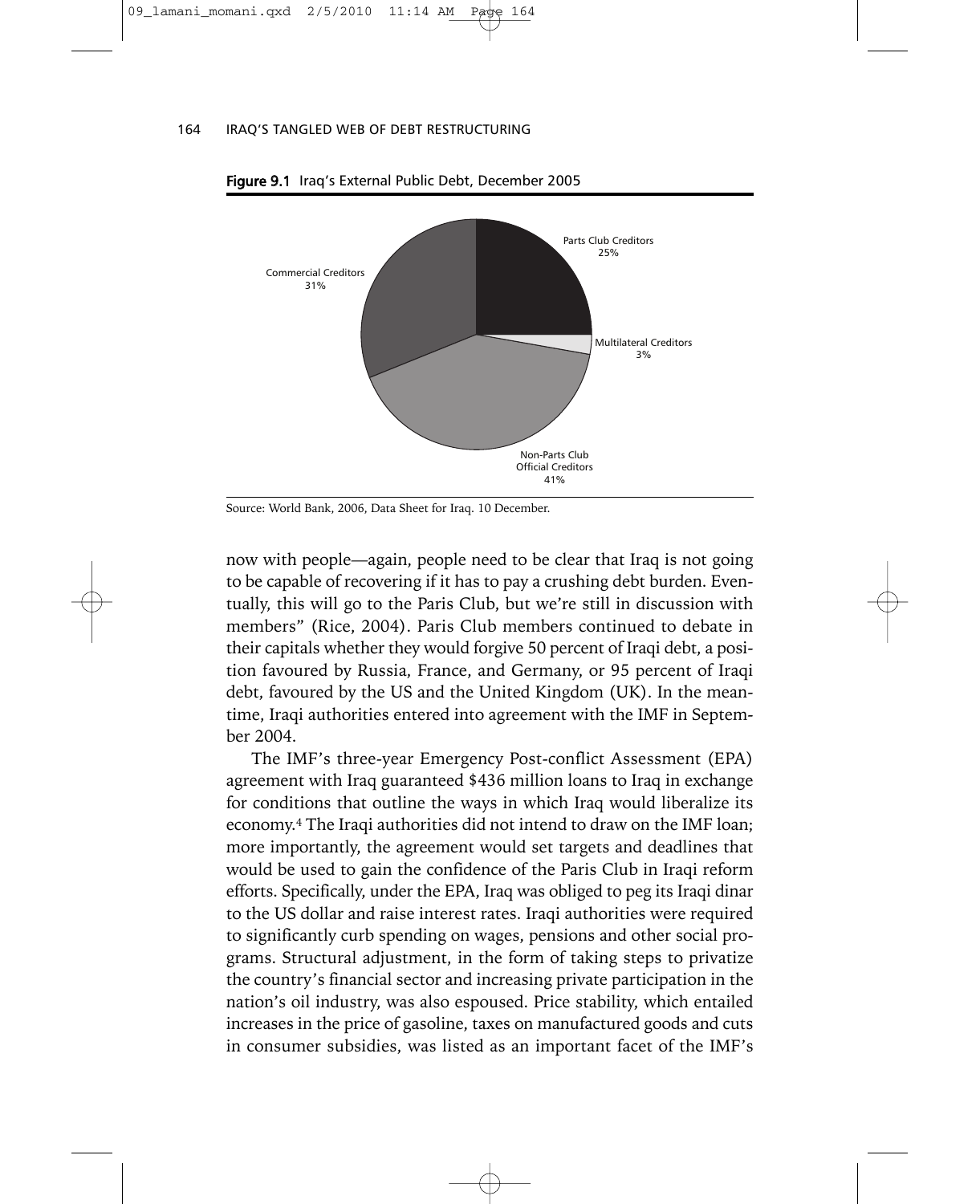**Figure 9.1** Iraq's External Public Debt, December 2005

Parts Club Creditors 25%

Multilateral Creditors 3%

Non-Parts Club Official Creditors 41%

Commercial Creditors 31%

Source: World Bank, 2006, Data Sheet for Iraq. 10 December.

now with people—again, people need to be clear that Iraq is not going to be capable of recovering if it has to pay a crushing debt burden. Eventually, this will go to the Paris Club, but we're still in discussion with members" (Rice, 2004). Paris Club members continued to debate in their capitals whether they would forgive 50 percent of Iraqi debt, a position favoured by Russia, France, and Germany, or 95 percent of Iraqi debt, favoured by the US and the United Kingdom (UK). In the meantime, Iraqi authorities entered into agreement with the IMF in September 2004.

The IMF's three-year Emergency Post-conflict Assessment (EPA) agreement with Iraq guaranteed $436 million loans to Iraq in exchange for conditions that outline the ways in which Iraq would liberalize its economy.[4] The Iraqi authorities did not intend to draw on the IMF loan; more importantly, the agreement would set targets and deadlines that would be used to gain the confidence of the Paris Club in Iraqi reform efforts. Specifically, under the EPA, Iraq was obliged to peg its Iraqi dinar to the US dollar and raise interest rates. Iraqi authorities were required to significantly curb spending on wages, pensions and other social programs. Structural adjustment, in the form of taking steps to privatize the country's financial sector and increasing private participation in the nation's oil industry, was also espoused. Price stability, which entailed increases in the price of gasoline, taxes on manufactured goods and cuts in consumer subsidies, was listed as an important facet of the IMF's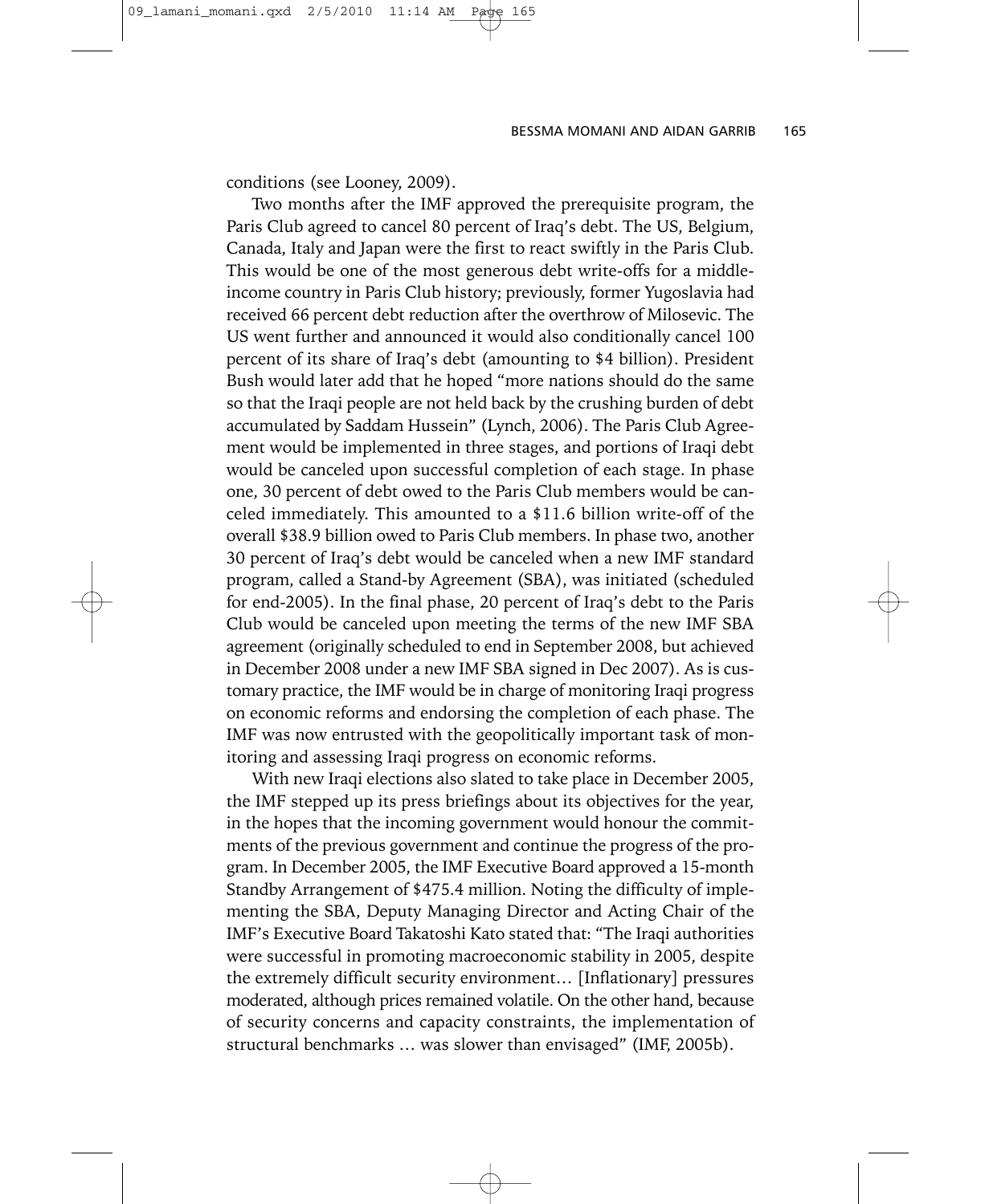conditions (see Looney, 2009).

Two months after the IMF approved the prerequisite program, the Paris Club agreed to cancel 80 percent of Iraq's debt. The US, Belgium, Canada, Italy and Japan were the first to react swiftly in the Paris Club. This would be one of the most generous debt write-offs for a middle-income country in Paris Club history; previously, former Yugoslavia had received 66 percent debt reduction after the overthrow of Milosevic. The US went further and announced it would also conditionally cancel 100 percent of its share of Iraq's debt (amounting to $4 billion). President Bush would later add that he hoped "more nations should do the same so that the Iraqi people are not held back by the crushing burden of debt accumulated by Saddam Hussein" (Lynch, 2006). The Paris Club Agreement would be implemented in three stages, and portions of Iraqi debt would be canceled upon successful completion of each stage. In phase one, 30 percent of debt owed to the Paris Club members would be canceled immediately. This amounted to a $11.6 billion write-off of the overall $38.9 billion owed to Paris Club members. In phase two, another 30 percent of Iraq's debt would be canceled when a new IMF standard program, called a Stand-by Agreement (SBA), was initiated (scheduled for end-2005). In the final phase, 20 percent of Iraq's debt to the Paris Club would be canceled upon meeting the terms of the new IMF SBA agreement (originally scheduled to end in September 2008, but achieved in December 2008 under a new IMF SBA signed in Dec 2007). As is customary practice, the IMF would be in charge of monitoring Iraqi progress on economic reforms and endorsing the completion of each phase. The IMF was now entrusted with the geopolitically important task of monitoring and assessing Iraqi progress on economic reforms.

With new Iraqi elections also slated to take place in December 2005, the IMF stepped up its press briefings about its objectives for the year, in the hopes that the incoming government would honour the commitments of the previous government and continue the progress of the program. In December 2005, the IMF Executive Board approved a 15-month Standby Arrangement of $475.4 million. Noting the difficulty of implementing the SBA, Deputy Managing Director and Acting Chair of the IMF's Executive Board Takatoshi Kato stated that: "The Iraqi authorities were successful in promoting macroeconomic stability in 2005, despite the extremely difficult security environment… [Inflationary] pressures moderated, although prices remained volatile. On the other hand, because of security concerns and capacity constraints, the implementation of structural benchmarks … was slower than envisaged" (IMF, 2005b).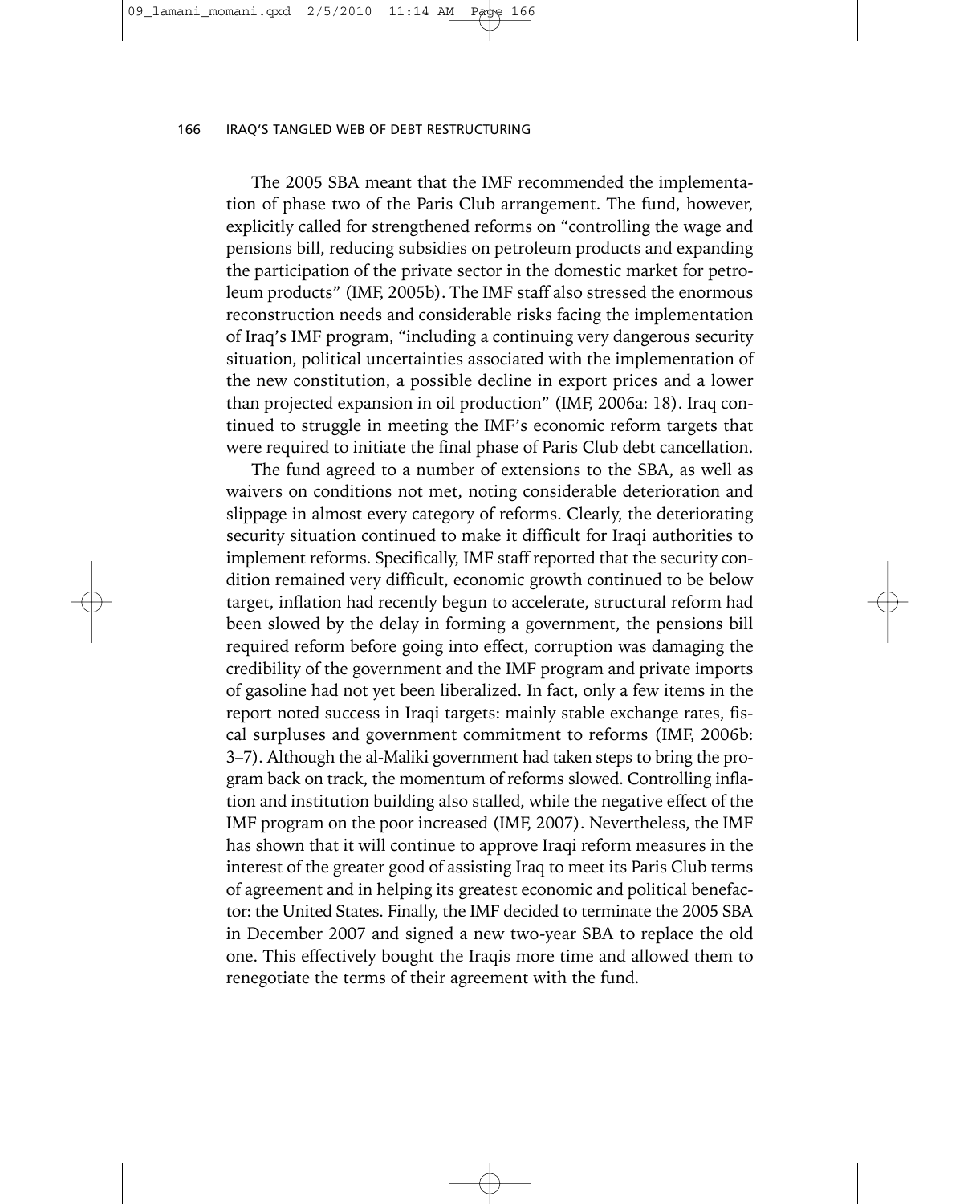The 2005 SBA meant that the IMF recommended the implementation of phase two of the Paris Club arrangement. The fund, however, explicitly called for strengthened reforms on "controlling the wage and pensions bill, reducing subsidies on petroleum products and expanding the participation of the private sector in the domestic market for petroleum products" (IMF, 2005b). The IMF staff also stressed the enormous reconstruction needs and considerable risks facing the implementation of Iraq's IMF program, "including a continuing very dangerous security situation, political uncertainties associated with the implementation of the new constitution, a possible decline in export prices and a lower than projected expansion in oil production" (IMF, 2006a: 18). Iraq continued to struggle in meeting the IMF's economic reform targets that were required to initiate the final phase of Paris Club debt cancellation.

The fund agreed to a number of extensions to the SBA, as well as waivers on conditions not met, noting considerable deterioration and slippage in almost every category of reforms. Clearly, the deteriorating security situation continued to make it difficult for Iraqi authorities to implement reforms. Specifically, IMF staff reported that the security condition remained very difficult, economic growth continued to be below target, inflation had recently begun to accelerate, structural reform had been slowed by the delay in forming a government, the pensions bill required reform before going into effect, corruption was damaging the credibility of the government and the IMF program and private imports of gasoline had not yet been liberalized. In fact, only a few items in the report noted success in Iraqi targets: mainly stable exchange rates, fiscal surpluses and government commitment to reforms (IMF, 2006b: 3–7). Although the al-Maliki government had taken steps to bring the program back on track, the momentum of reforms slowed. Controlling inflation and institution building also stalled, while the negative effect of the IMF program on the poor increased (IMF, 2007). Nevertheless, the IMF has shown that it will continue to approve Iraqi reform measures in the interest of the greater good of assisting Iraq to meet its Paris Club terms of agreement and in helping its greatest economic and political benefactor: the United States. Finally, the IMF decided to terminate the 2005 SBA in December 2007 and signed a new two-year SBA to replace the old one. This effectively bought the Iraqis more time and allowed them to renegotiate the terms of their agreement with the fund.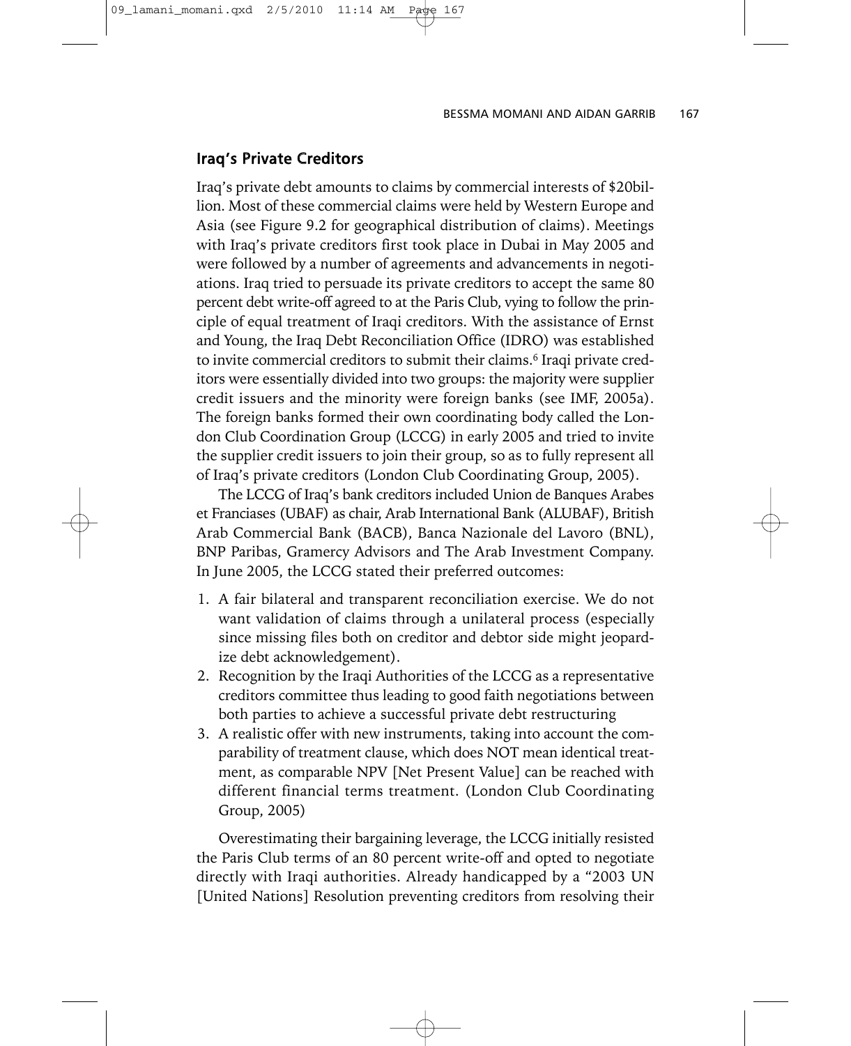## Iraq's Private Creditors

Iraq's private debt amounts to claims by commercial interests of $20billion. Most of these commercial claims were held by Western Europe and Asia (see Figure 9.2 for geographical distribution of claims). Meetings with Iraq's private creditors first took place in Dubai in May 2005 and were followed by a number of agreements and advancements in negotiations. Iraq tried to persuade its private creditors to accept the same 80 percent debt write-off agreed to at the Paris Club, vying to follow the principle of equal treatment of Iraqi creditors. With the assistance of Ernst and Young, the Iraq Debt Reconciliation Office (IDRO) was established to invite commercial creditors to submit their claims.[6] Iraqi private creditors were essentially divided into two groups: the majority were supplier credit issuers and the minority were foreign banks (see IMF, 2005a). The foreign banks formed their own coordinating body called the London Club Coordination Group (LCCG) in early 2005 and tried to invite the supplier credit issuers to join their group, so as to fully represent all of Iraq's private creditors (London Club Coordinating Group, 2005).

The LCCG of Iraq's bank creditors included Union de Banques Arabes et Franciases (UBAF) as chair, Arab International Bank (ALUBAF), British Arab Commercial Bank (BACB), Banca Nazionale del Lavoro (BNL), BNP Paribas, Gramercy Advisors and The Arab Investment Company. In June 2005, the LCCG stated their preferred outcomes:

1. A fair bilateral and transparent reconciliation exercise. We do not want validation of claims through a unilateral process (especially since missing files both on creditor and debtor side might jeopardize debt acknowledgement).
2. Recognition by the Iraqi Authorities of the LCCG as a representative creditors committee thus leading to good faith negotiations between both parties to achieve a successful private debt restructuring
3. A realistic offer with new instruments, taking into account the comparability of treatment clause, which does NOT mean identical treatment, as comparable NPV [Net Present Value] can be reached with different financial terms treatment. (London Club Coordinating Group, 2005)

Overestimating their bargaining leverage, the LCCG initially resisted the Paris Club terms of an 80 percent write-off and opted to negotiate directly with Iraqi authorities. Already handicapped by a "2003 UN [United Nations] Resolution preventing creditors from resolving their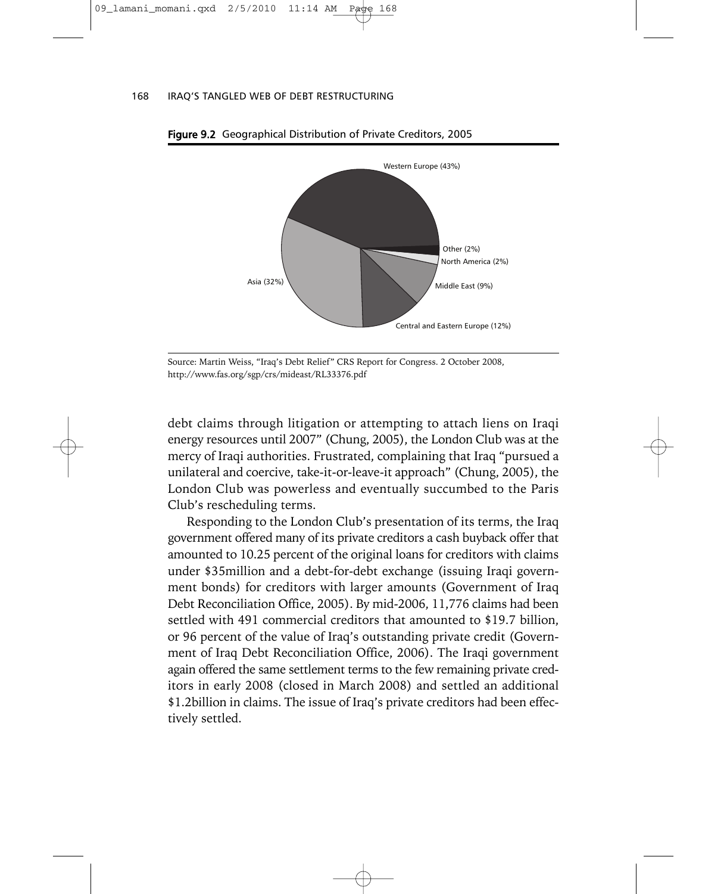**Figure 9.2** Geographical Distribution of Private Creditors, 2005

Western Europe (43%)

Other (2%)

North America (2%)

Middle East (9%)

Central and Eastern Europe (12%)

Asia (32%)

Source: Martin Weiss, "Iraq's Debt Relief" CRS Report for Congress. 2 October 2008, http://www.fas.org/sgp/crs/mideast/RL33376.pdf

debt claims through litigation or attempting to attach liens on Iraqi energy resources until 2007" (Chung, 2005), the London Club was at the mercy of Iraqi authorities. Frustrated, complaining that Iraq "pursued a unilateral and coercive, take-it-or-leave-it approach" (Chung, 2005), the London Club was powerless and eventually succumbed to the Paris Club's rescheduling terms.

Responding to the London Club's presentation of its terms, the Iraq government offered many of its private creditors a cash buyback offer that amounted to 10.25 percent of the original loans for creditors with claims under $35million and a debt-for-debt exchange (issuing Iraqi government bonds) for creditors with larger amounts (Government of Iraq Debt Reconciliation Office, 2005). By mid-2006, 11,776 claims had been settled with 491 commercial creditors that amounted to $19.7 billion, or 96 percent of the value of Iraq's outstanding private credit (Government of Iraq Debt Reconciliation Office, 2006). The Iraqi government again offered the same settlement terms to the few remaining private creditors in early 2008 (closed in March 2008) and settled an additional $1.2billion in claims. The issue of Iraq's private creditors had been effectively settled.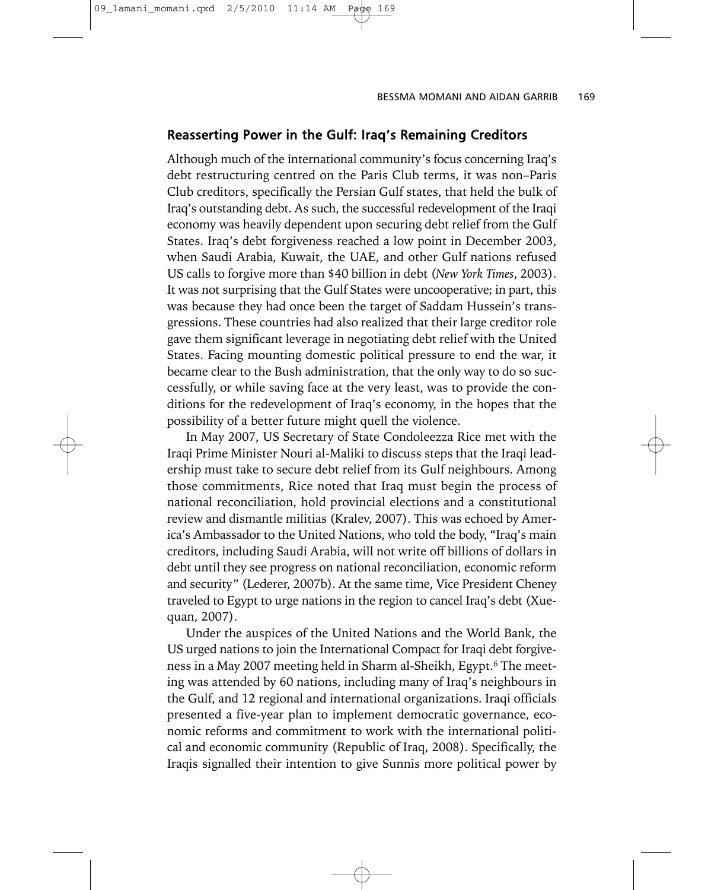## Reasserting Power in the Gulf: Iraq's Remaining Creditors

Although much of the international community's focus concerning Iraq's debt restructuring centred on the Paris Club terms, it was non–Paris Club creditors, specifically the Persian Gulf states, that held the bulk of Iraq's outstanding debt. As such, the successful redevelopment of the Iraqi economy was heavily dependent upon securing debt relief from the Gulf States. Iraq's debt forgiveness reached a low point in December 2003, when Saudi Arabia, Kuwait, the UAE, and other Gulf nations refused US calls to forgive more than $40 billion in debt (*New York Times*, 2003). It was not surprising that the Gulf States were uncooperative; in part, this was because they had once been the target of Saddam Hussein's transgressions. These countries had also realized that their large creditor role gave them significant leverage in negotiating debt relief with the United States. Facing mounting domestic political pressure to end the war, it became clear to the Bush administration, that the only way to do so successfully, or while saving face at the very least, was to provide the conditions for the redevelopment of Iraq's economy, in the hopes that the possibility of a better future might quell the violence.

In May 2007, US Secretary of State Condoleezza Rice met with the Iraqi Prime Minister Nouri al-Maliki to discuss steps that the Iraqi leadership must take to secure debt relief from its Gulf neighbours. Among those commitments, Rice noted that Iraq must begin the process of national reconciliation, hold provincial elections and a constitutional review and dismantle militias (Kralev, 2007). This was echoed by America's Ambassador to the United Nations, who told the body, "Iraq's main creditors, including Saudi Arabia, will not write off billions of dollars in debt until they see progress on national reconciliation, economic reform and security" (Lederer, 2007b). At the same time, Vice President Cheney traveled to Egypt to urge nations in the region to cancel Iraq's debt (Xuequan, 2007).

Under the auspices of the United Nations and the World Bank, the US urged nations to join the International Compact for Iraqi debt forgiveness in a May 2007 meeting held in Sharm al-Sheikh, Egypt.[6] The meeting was attended by 60 nations, including many of Iraq's neighbours in the Gulf, and 12 regional and international organizations. Iraqi officials presented a five-year plan to implement democratic governance, economic reforms and commitment to work with the international political and economic community (Republic of Iraq, 2008). Specifically, the Iraqis signalled their intention to give Sunnis more political power by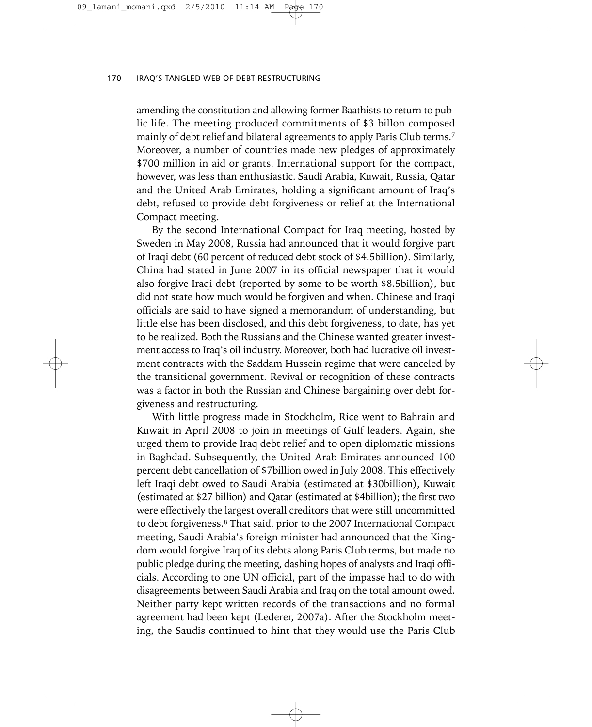amending the constitution and allowing former Baathists to return to public life. The meeting produced commitments of $3 billon composed mainly of debt relief and bilateral agreements to apply Paris Club terms.[7] Moreover, a number of countries made new pledges of approximately $700 million in aid or grants. International support for the compact, however, was less than enthusiastic. Saudi Arabia, Kuwait, Russia, Qatar and the United Arab Emirates, holding a significant amount of Iraq's debt, refused to provide debt forgiveness or relief at the International Compact meeting.

By the second International Compact for Iraq meeting, hosted by Sweden in May 2008, Russia had announced that it would forgive part of Iraqi debt (60 percent of reduced debt stock of $4.5billion). Similarly, China had stated in June 2007 in its official newspaper that it would also forgive Iraqi debt (reported by some to be worth $8.5billion), but did not state how much would be forgiven and when. Chinese and Iraqi officials are said to have signed a memorandum of understanding, but little else has been disclosed, and this debt forgiveness, to date, has yet to be realized. Both the Russians and the Chinese wanted greater investment access to Iraq's oil industry. Moreover, both had lucrative oil investment contracts with the Saddam Hussein regime that were canceled by the transitional government. Revival or recognition of these contracts was a factor in both the Russian and Chinese bargaining over debt forgiveness and restructuring.

With little progress made in Stockholm, Rice went to Bahrain and Kuwait in April 2008 to join in meetings of Gulf leaders. Again, she urged them to provide Iraq debt relief and to open diplomatic missions in Baghdad. Subsequently, the United Arab Emirates announced 100 percent debt cancellation of $7billion owed in July 2008. This effectively left Iraqi debt owed to Saudi Arabia (estimated at $30billion), Kuwait (estimated at $27 billion) and Qatar (estimated at $4billion); the first two were effectively the largest overall creditors that were still uncommitted to debt forgiveness.[8] That said, prior to the 2007 International Compact meeting, Saudi Arabia's foreign minister had announced that the Kingdom would forgive Iraq of its debts along Paris Club terms, but made no public pledge during the meeting, dashing hopes of analysts and Iraqi officials. According to one UN official, part of the impasse had to do with disagreements between Saudi Arabia and Iraq on the total amount owed. Neither party kept written records of the transactions and no formal agreement had been kept (Lederer, 2007a). After the Stockholm meeting, the Saudis continued to hint that they would use the Paris Club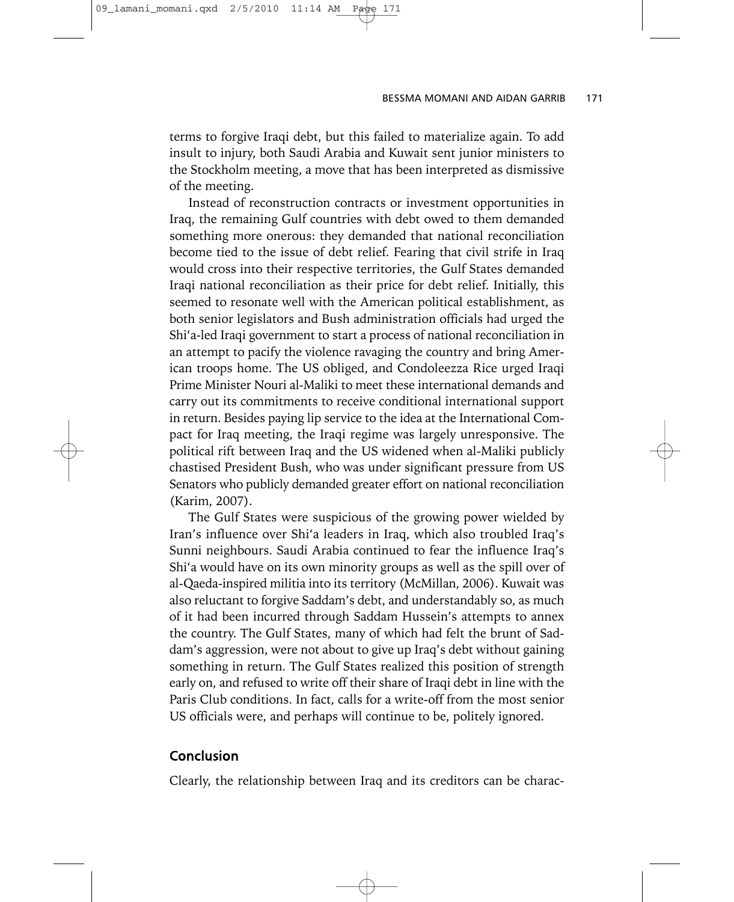terms to forgive Iraqi debt, but this failed to materialize again. To add insult to injury, both Saudi Arabia and Kuwait sent junior ministers to the Stockholm meeting, a move that has been interpreted as dismissive of the meeting.

Instead of reconstruction contracts or investment opportunities in Iraq, the remaining Gulf countries with debt owed to them demanded something more onerous: they demanded that national reconciliation become tied to the issue of debt relief. Fearing that civil strife in Iraq would cross into their respective territories, the Gulf States demanded Iraqi national reconciliation as their price for debt relief. Initially, this seemed to resonate well with the American political establishment, as both senior legislators and Bush administration officials had urged the Shi'a-led Iraqi government to start a process of national reconciliation in an attempt to pacify the violence ravaging the country and bring American troops home. The US obliged, and Condoleezza Rice urged Iraqi Prime Minister Nouri al-Maliki to meet these international demands and carry out its commitments to receive conditional international support in return. Besides paying lip service to the idea at the International Compact for Iraq meeting, the Iraqi regime was largely unresponsive. The political rift between Iraq and the US widened when al-Maliki publicly chastised President Bush, who was under significant pressure from US Senators who publicly demanded greater effort on national reconciliation (Karim, 2007).

The Gulf States were suspicious of the growing power wielded by Iran's influence over Shi'a leaders in Iraq, which also troubled Iraq's Sunni neighbours. Saudi Arabia continued to fear the influence Iraq's Shi'a would have on its own minority groups as well as the spill over of al-Qaeda-inspired militia into its territory (McMillan, 2006). Kuwait was also reluctant to forgive Saddam's debt, and understandably so, as much of it had been incurred through Saddam Hussein's attempts to annex the country. The Gulf States, many of which had felt the brunt of Saddam's aggression, were not about to give up Iraq's debt without gaining something in return. The Gulf States realized this position of strength early on, and refused to write off their share of Iraqi debt in line with the Paris Club conditions. In fact, calls for a write-off from the most senior US officials were, and perhaps will continue to be, politely ignored.

## Conclusion

Clearly, the relationship between Iraq and its creditors can be charac-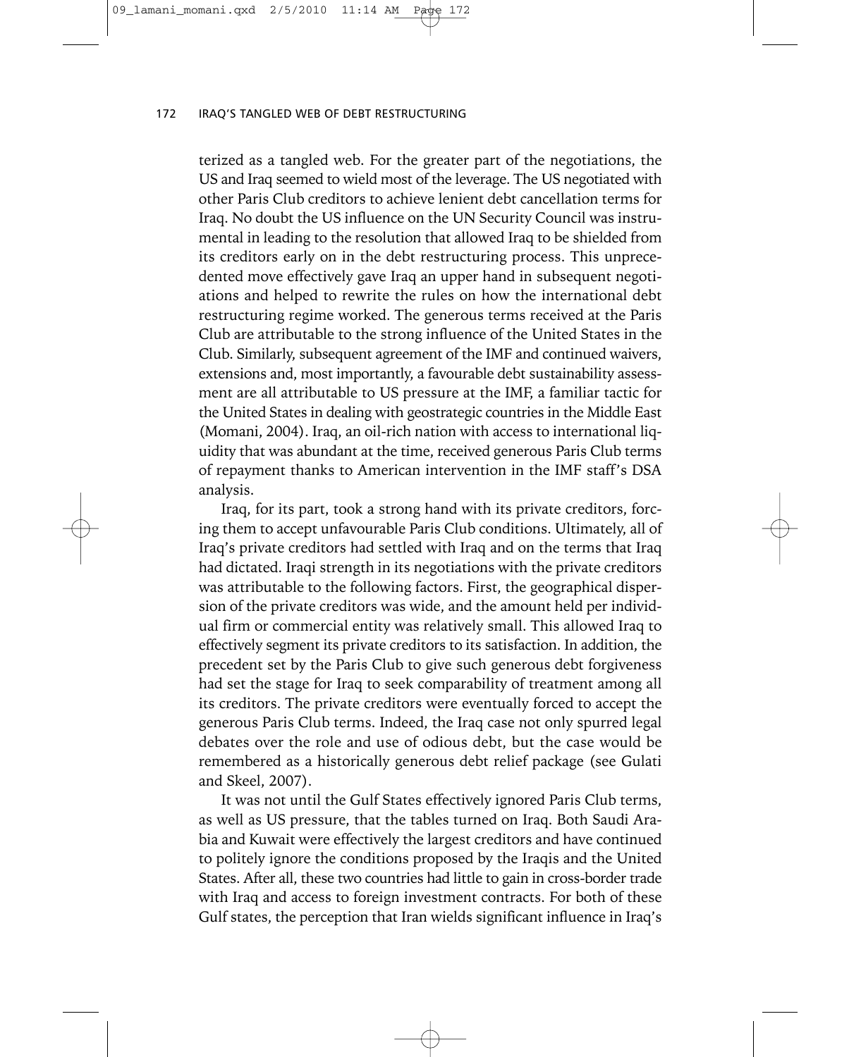terized as a tangled web. For the greater part of the negotiations, the US and Iraq seemed to wield most of the leverage. The US negotiated with other Paris Club creditors to achieve lenient debt cancellation terms for Iraq. No doubt the US influence on the UN Security Council was instrumental in leading to the resolution that allowed Iraq to be shielded from its creditors early on in the debt restructuring process. This unprecedented move effectively gave Iraq an upper hand in subsequent negotiations and helped to rewrite the rules on how the international debt restructuring regime worked. The generous terms received at the Paris Club are attributable to the strong influence of the United States in the Club. Similarly, subsequent agreement of the IMF and continued waivers, extensions and, most importantly, a favourable debt sustainability assessment are all attributable to US pressure at the IMF, a familiar tactic for the United States in dealing with geostrategic countries in the Middle East (Momani, 2004). Iraq, an oil-rich nation with access to international liquidity that was abundant at the time, received generous Paris Club terms of repayment thanks to American intervention in the IMF staff's DSA analysis.

Iraq, for its part, took a strong hand with its private creditors, forcing them to accept unfavourable Paris Club conditions. Ultimately, all of Iraq's private creditors had settled with Iraq and on the terms that Iraq had dictated. Iraqi strength in its negotiations with the private creditors was attributable to the following factors. First, the geographical dispersion of the private creditors was wide, and the amount held per individual firm or commercial entity was relatively small. This allowed Iraq to effectively segment its private creditors to its satisfaction. In addition, the precedent set by the Paris Club to give such generous debt forgiveness had set the stage for Iraq to seek comparability of treatment among all its creditors. The private creditors were eventually forced to accept the generous Paris Club terms. Indeed, the Iraq case not only spurred legal debates over the role and use of odious debt, but the case would be remembered as a historically generous debt relief package (see Gulati and Skeel, 2007).

It was not until the Gulf States effectively ignored Paris Club terms, as well as US pressure, that the tables turned on Iraq. Both Saudi Arabia and Kuwait were effectively the largest creditors and have continued to politely ignore the conditions proposed by the Iraqis and the United States. After all, these two countries had little to gain in cross-border trade with Iraq and access to foreign investment contracts. For both of these Gulf states, the perception that Iran wields significant influence in Iraq's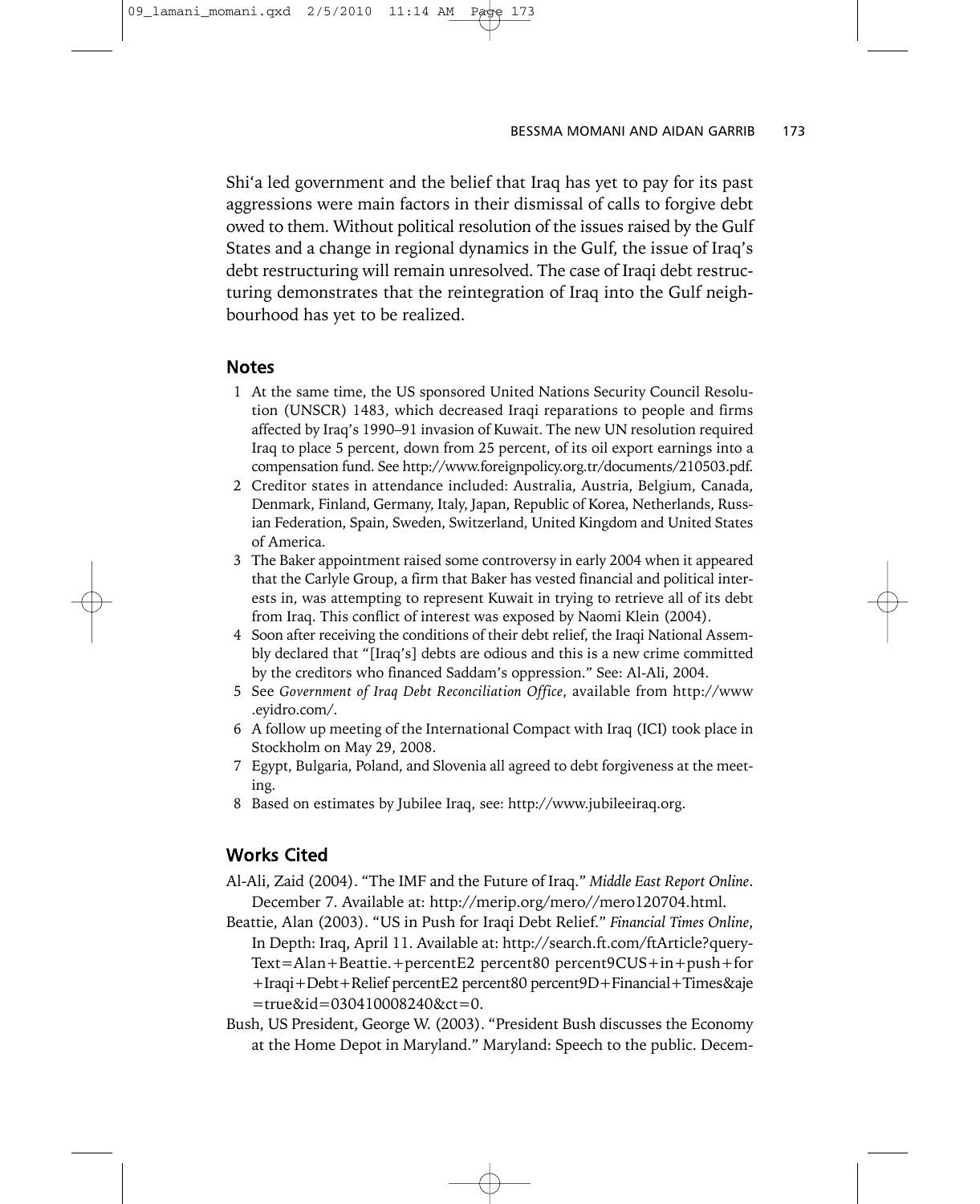Shi'a led government and the belief that Iraq has yet to pay for its past aggressions were main factors in their dismissal of calls to forgive debt owed to them. Without political resolution of the issues raised by the Gulf States and a change in regional dynamics in the Gulf, the issue of Iraq's debt restructuring will remain unresolved. The case of Iraqi debt restructuring demonstrates that the reintegration of Iraq into the Gulf neighbourhood has yet to be realized.

## Notes

1. At the same time, the US sponsored United Nations Security Council Resolution (UNSCR) 1483, which decreased Iraqi reparations to people and firms affected by Iraq's 1990–91 invasion of Kuwait. The new UN resolution required Iraq to place 5 percent, down from 25 percent, of its oil export earnings into a compensation fund. See http://www.foreignpolicy.org.tr/documents/210503.pdf.
2. Creditor states in attendance included: Australia, Austria, Belgium, Canada, Denmark, Finland, Germany, Italy, Japan, Republic of Korea, Netherlands, Russian Federation, Spain, Sweden, Switzerland, United Kingdom and United States of America.
3. The Baker appointment raised some controversy in early 2004 when it appeared that the Carlyle Group, a firm that Baker has vested financial and political interests in, was attempting to represent Kuwait in trying to retrieve all of its debt from Iraq. This conflict of interest was exposed by Naomi Klein (2004).
4. Soon after receiving the conditions of their debt relief, the Iraqi National Assembly declared that "[Iraq's] debts are odious and this is a new crime committed by the creditors who financed Saddam's oppression." See: Al-Ali, 2004.
5. See *Government of Iraq Debt Reconciliation Office*, available from http://www.eyidro.com/.
6. A follow up meeting of the International Compact with Iraq (ICI) took place in Stockholm on May 29, 2008.
7. Egypt, Bulgaria, Poland, and Slovenia all agreed to debt forgiveness at the meeting.
8. Based on estimates by Jubilee Iraq, see: http://www.jubileeiraq.org.

## Works Cited

Al-Ali, Zaid (2004). "The IMF and the Future of Iraq." *Middle East Report Online*. December 7. Available at: http://merip.org/mero//mero120704.html.

Beattie, Alan (2003). "US in Push for Iraqi Debt Relief." *Financial Times Online*, In Depth: Iraq, April 11. Available at: http://search.ft.com/ftArticle?queryText=Alan+Beattie.+percentE2 percent80 percent9CUS+in+push+for+Iraqi+Debt+Relief percentE2 percent80 percent9D+Financial+Times&aje=true&id=030410008240&ct=0.

Bush, US President, George W. (2003). "President Bush discusses the Economy at the Home Depot in Maryland." Maryland: Speech to the public. Decem-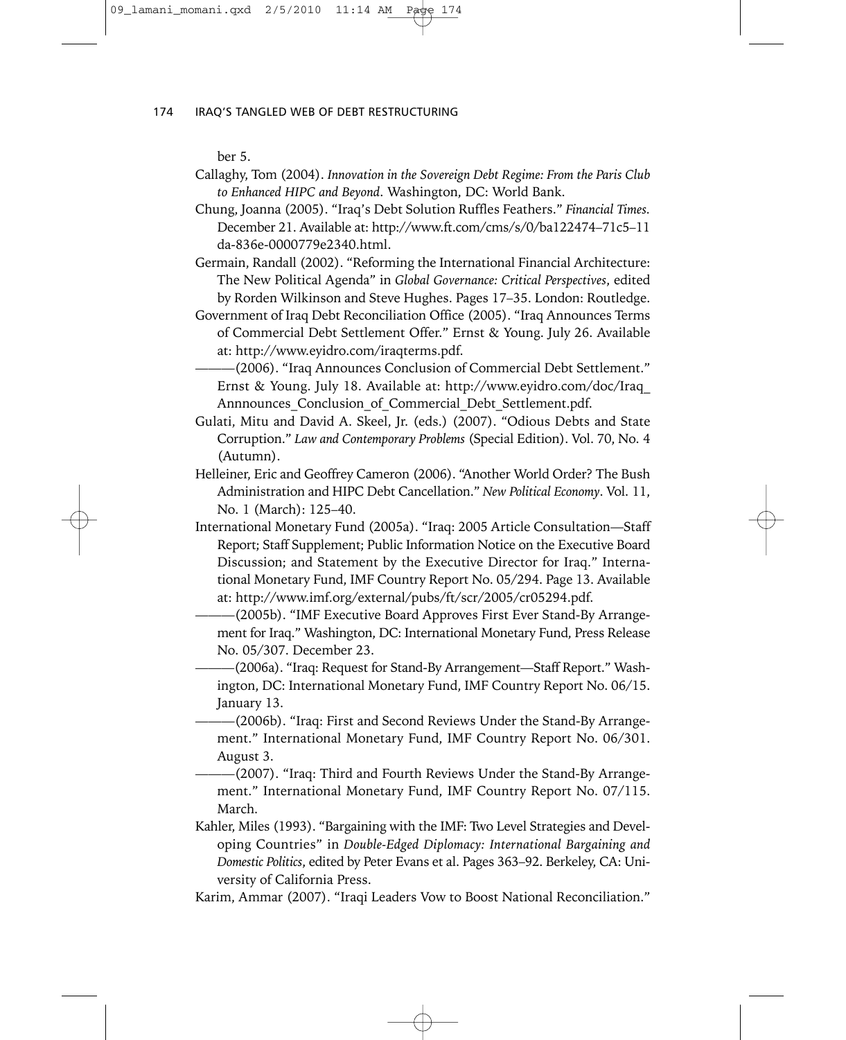ber 5.

Callaghy, Tom (2004). *Innovation in the Sovereign Debt Regime: From the Paris Club to Enhanced HIPC and Beyond*. Washington, DC: World Bank.

Chung, Joanna (2005). "Iraq's Debt Solution Ruffles Feathers." *Financial Times*. December 21. Available at: http://www.ft.com/cms/s/0/ba122474–71c5–11da-836e-0000779e2340.html.

Germain, Randall (2002). "Reforming the International Financial Architecture: The New Political Agenda" in *Global Governance: Critical Perspectives*, edited by Rorden Wilkinson and Steve Hughes. Pages 17–35. London: Routledge.

Government of Iraq Debt Reconciliation Office (2005). "Iraq Announces Terms of Commercial Debt Settlement Offer." Ernst & Young. July 26. Available at: http://www.eyidro.com/iraqterms.pdf.

———(2006). "Iraq Announces Conclusion of Commercial Debt Settlement." Ernst & Young. July 18. Available at: http://www.eyidro.com/doc/Iraq_Annnounces_Conclusion_of_Commercial_Debt_Settlement.pdf.

Gulati, Mitu and David A. Skeel, Jr. (eds.) (2007). "Odious Debts and State Corruption." *Law and Contemporary Problems* (Special Edition). Vol. 70, No. 4 (Autumn).

Helleiner, Eric and Geoffrey Cameron (2006). "Another World Order? The Bush Administration and HIPC Debt Cancellation." *New Political Economy*. Vol. 11, No. 1 (March): 125–40.

International Monetary Fund (2005a). "Iraq: 2005 Article Consultation—Staff Report; Staff Supplement; Public Information Notice on the Executive Board Discussion; and Statement by the Executive Director for Iraq." International Monetary Fund, IMF Country Report No. 05/294. Page 13. Available at: http://www.imf.org/external/pubs/ft/scr/2005/cr05294.pdf.

———(2005b). "IMF Executive Board Approves First Ever Stand-By Arrangement for Iraq." Washington, DC: International Monetary Fund, Press Release No. 05/307. December 23.

———(2006a). "Iraq: Request for Stand-By Arrangement—Staff Report." Washington, DC: International Monetary Fund, IMF Country Report No. 06/15. January 13.

———(2006b). "Iraq: First and Second Reviews Under the Stand-By Arrangement." International Monetary Fund, IMF Country Report No. 06/301. August 3.

———(2007). "Iraq: Third and Fourth Reviews Under the Stand-By Arrangement." International Monetary Fund, IMF Country Report No. 07/115. March.

Kahler, Miles (1993). "Bargaining with the IMF: Two Level Strategies and Developing Countries" in *Double-Edged Diplomacy: International Bargaining and Domestic Politics*, edited by Peter Evans et al. Pages 363–92. Berkeley, CA: University of California Press.

Karim, Ammar (2007). "Iraqi Leaders Vow to Boost National Reconciliation."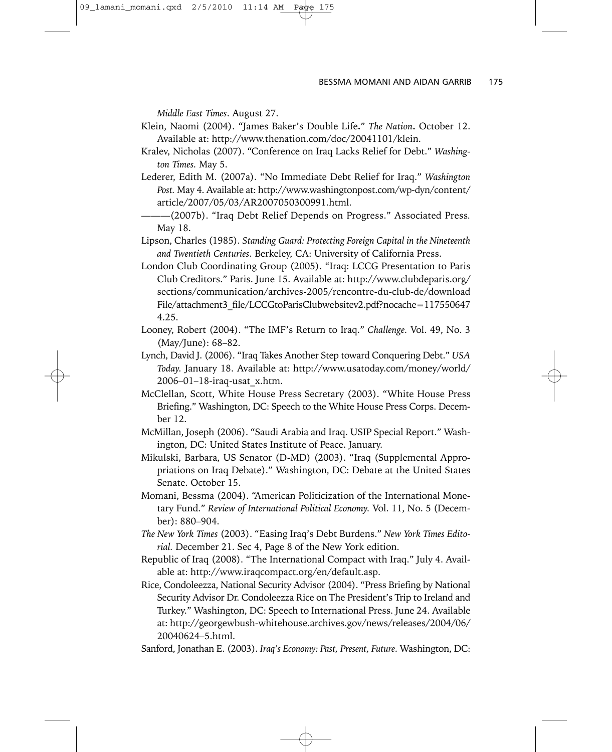*Middle East Times*. August 27.

Klein, Naomi (2004). "James Baker's Double Life." *The Nation*. October 12. Available at: http://www.thenation.com/doc/20041101/klein.

Kralev, Nicholas (2007). "Conference on Iraq Lacks Relief for Debt." *Washington Times*. May 5.

Lederer, Edith M. (2007a). "No Immediate Debt Relief for Iraq." *Washington Post*. May 4. Available at: http://www.washingtonpost.com/wp-dyn/content/article/2007/05/03/AR2007050300991.html.

———(2007b). "Iraq Debt Relief Depends on Progress." Associated Press. May 18.

Lipson, Charles (1985). *Standing Guard: Protecting Foreign Capital in the Nineteenth and Twentieth Centuries*. Berkeley, CA: University of California Press.

London Club Coordinating Group (2005). "Iraq: LCCG Presentation to Paris Club Creditors." Paris. June 15. Available at: http://www.clubdeparis.org/sections/communication/archives-2005/rencontre-du-club-de/downloadFile/attachment3_file/LCCGtoParisClubwebsitev2.pdf?nocache=1175506474.25.

Looney, Robert (2004). "The IMF's Return to Iraq." *Challenge*. Vol. 49, No. 3 (May/June): 68–82.

Lynch, David J. (2006). "Iraq Takes Another Step toward Conquering Debt." *USA Today*. January 18. Available at: http://www.usatoday.com/money/world/2006–01–18-iraq-usat_x.htm.

McClellan, Scott, White House Press Secretary (2003). "White House Press Briefing." Washington, DC: Speech to the White House Press Corps. December 12.

McMillan, Joseph (2006). "Saudi Arabia and Iraq. USIP Special Report." Washington, DC: United States Institute of Peace. January.

Mikulski, Barbara, US Senator (D-MD) (2003). "Iraq (Supplemental Appropriations on Iraq Debate)." Washington, DC: Debate at the United States Senate. October 15.

Momani, Bessma (2004). "American Politicization of the International Monetary Fund." *Review of International Political Economy*. Vol. 11, No. 5 (December): 880–904.

*The New York Times* (2003). "Easing Iraq's Debt Burdens." *New York Times Editorial*. December 21. Sec 4, Page 8 of the New York edition.

Republic of Iraq (2008). "The International Compact with Iraq." July 4. Available at: http://www.iraqcompact.org/en/default.asp.

Rice, Condoleezza, National Security Advisor (2004). "Press Briefing by National Security Advisor Dr. Condoleezza Rice on The President's Trip to Ireland and Turkey." Washington, DC: Speech to International Press. June 24. Available at: http://georgewbush-whitehouse.archives.gov/news/releases/2004/06/20040624–5.html.

Sanford, Jonathan E. (2003). *Iraq's Economy: Past, Present, Future*. Washington, DC: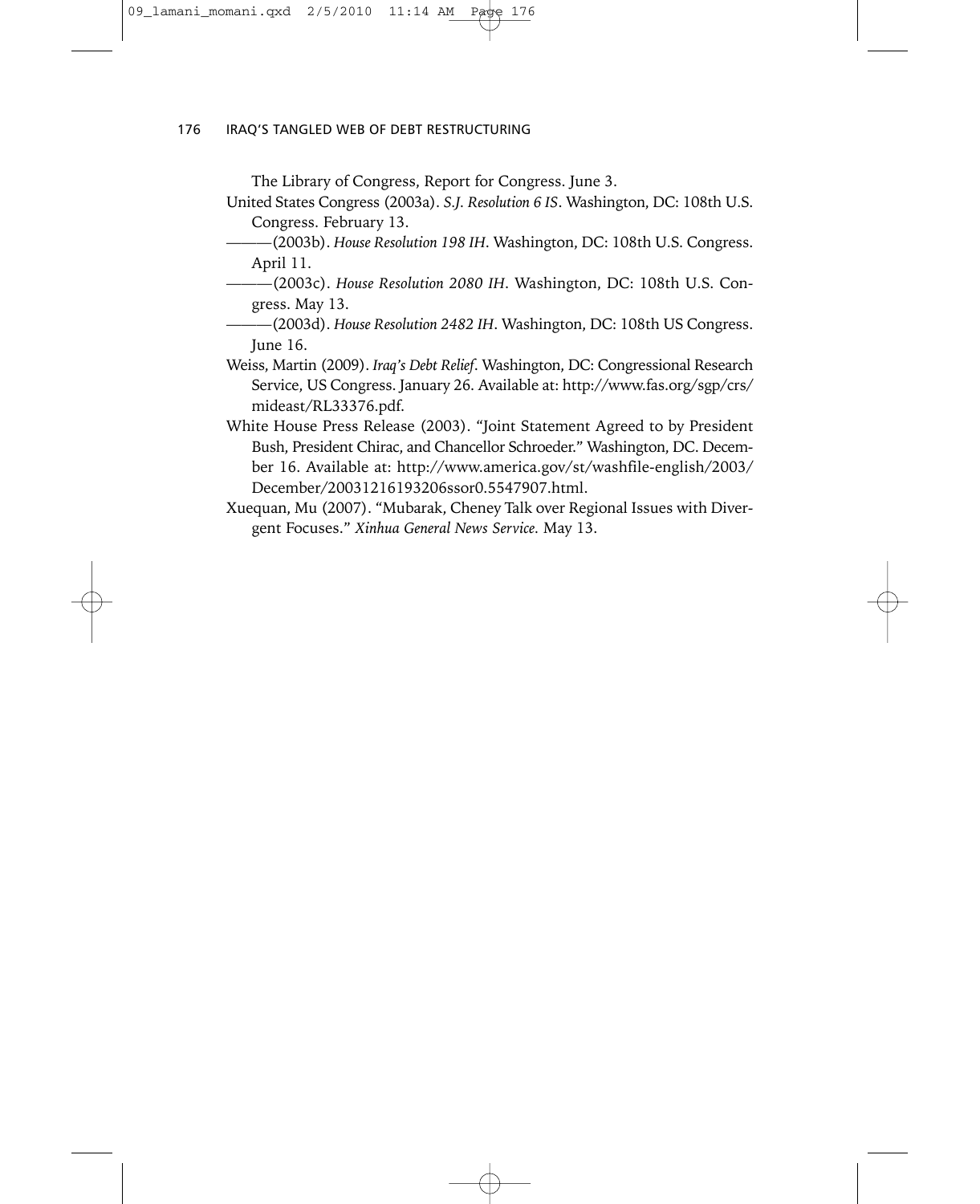The Library of Congress, Report for Congress. June 3.

United States Congress (2003a). *S.J. Resolution 6 IS*. Washington, DC: 108th U.S. Congress. February 13.

———(2003b). *House Resolution 198 IH*. Washington, DC: 108th U.S. Congress. April 11.

———(2003c). *House Resolution 2080 IH*. Washington, DC: 108th U.S. Congress. May 13.

———(2003d). *House Resolution 2482 IH*. Washington, DC: 108th US Congress. June 16.

Weiss, Martin (2009). *Iraq's Debt Relief*. Washington, DC: Congressional Research Service, US Congress. January 26. Available at: http://www.fas.org/sgp/crs/mideast/RL33376.pdf.

White House Press Release (2003). "Joint Statement Agreed to by President Bush, President Chirac, and Chancellor Schroeder." Washington, DC. December 16. Available at: http://www.america.gov/st/washfile-english/2003/December/20031216193206ssor0.5547907.html.

Xuequan, Mu (2007). "Mubarak, Cheney Talk over Regional Issues with Divergent Focuses." *Xinhua General News Service*. May 13.